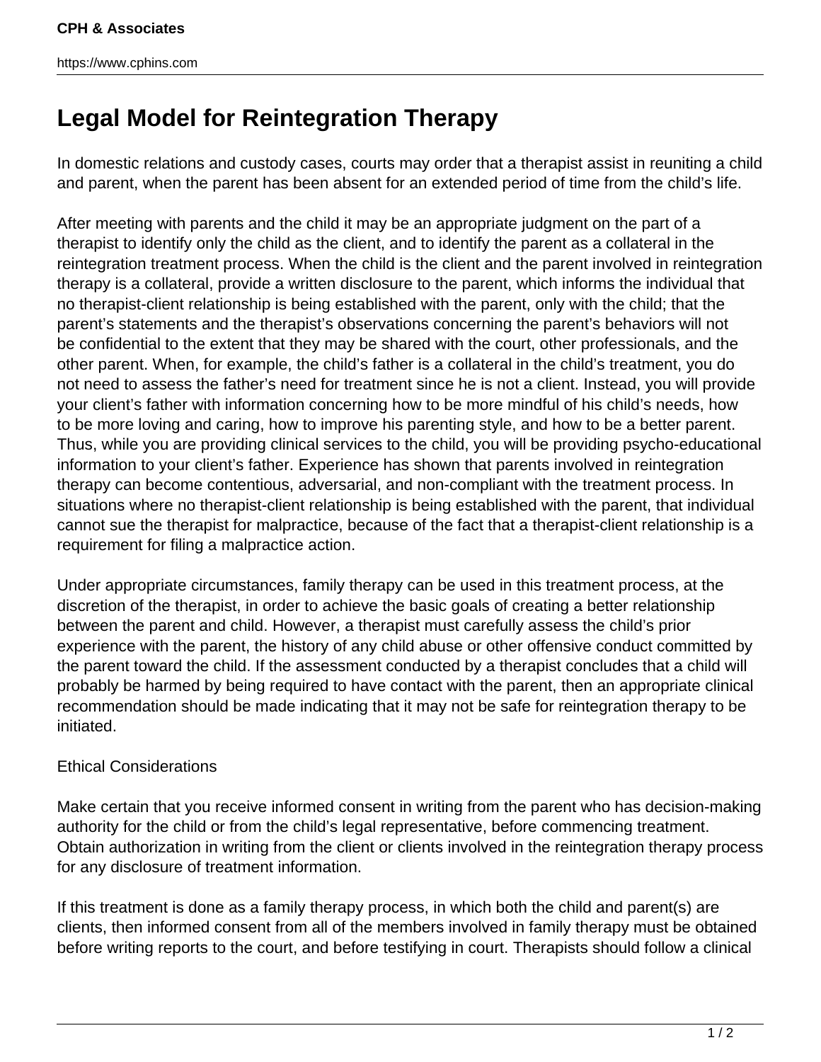# Legal Model for Reintegration Therapy

In domestic relations and custody cases, courts may order that a therapist assist in reuniting a child and parent, when the parent has been absent for an extended period of time from the child's life.

After meeting with parents and the child it may be an appropriate judgment on the part of a therapist to identify only the child as the client, and to identify the parent as a collateral in the reintegration treatment process. When the child is the client and the parent involved in reintegration therapy is a collateral, provide a written disclosure to the parent, which informs the individual that no therapist-client relationship is being established with the parent, only with the child; that the parent's statements and the therapist's observations concerning the parent's behaviors will not be confidential to the extent that they may be shared with the court, other professionals, and the other parent. When, for example, the child's father is a collateral in the child's treatment, you do not need to assess the father's need for treatment since he is not a client. Instead, you will provide your client's father with information concerning how to be more mindful of his child's needs, how to be more loving and caring, how to improve his parenting style, and how to be a better parent. Thus, while you are providing clinical services to the child, you will be providing psycho-educational information to your client's father. Experience has shown that parents involved in reintegration therapy can become contentious, adversarial, and non-compliant with the treatment process. In situations where no therapist-client relationship is being established with the parent, that individual cannot sue the therapist for malpractice, because of the fact that a therapist-client relationship is a requirement for filing a malpractice action.

Under appropriate circumstances, family therapy can be used in this treatment process, at the discretion of the therapist, in order to achieve the basic goals of creating a better relationship between the parent and child. However, a therapist must carefully assess the child's prior experience with the parent, the history of any child abuse or other offensive conduct committed by the parent toward the child. If the assessment conducted by a therapist concludes that a child will probably be harmed by being required to have contact with the parent, then an appropriate clinical recommendation should be made indicating that it may not be safe for reintegration therapy to be initiated.

Ethical Considerations

Make certain that you receive informed consent in writing from the parent who has decision-making authority for the child or from the child's legal representative, before commencing treatment. Obtain authorization in writing from the client or clients involved in the reintegration therapy process for any disclosure of treatment information.

If this treatment is done as a family therapy process, in which both the child and parent(s) are clients, then informed consent from all of the members involved in family therapy must be obtained before writing reports to the court, and before testifying in court. Therapists should follow a clinical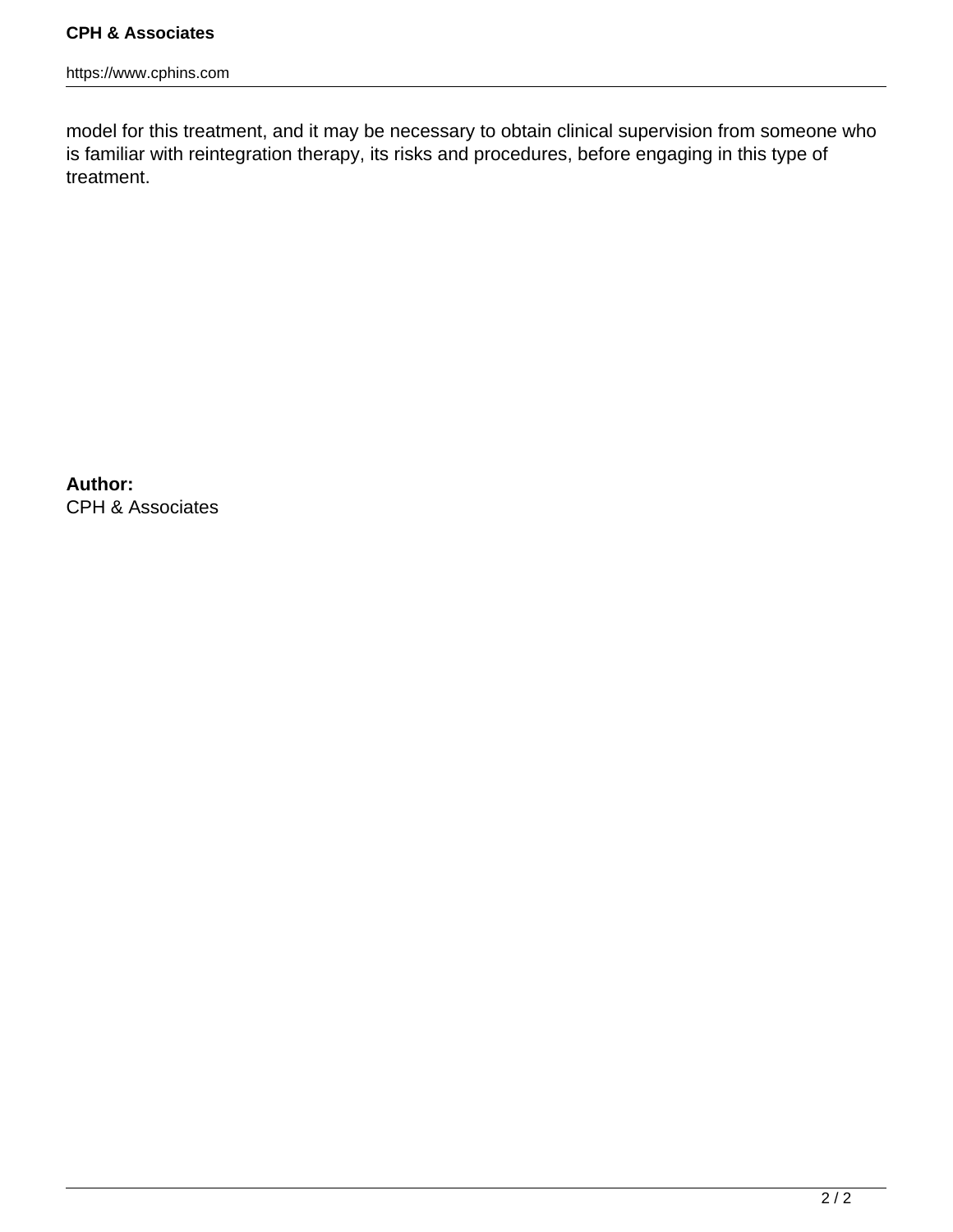model for this treatment, and it may be necessary to obtain clinical supervision from someone who is familiar with reintegration therapy, its risks and procedures, before engaging in this type of treatment.

**Author:**
CPH & Associates